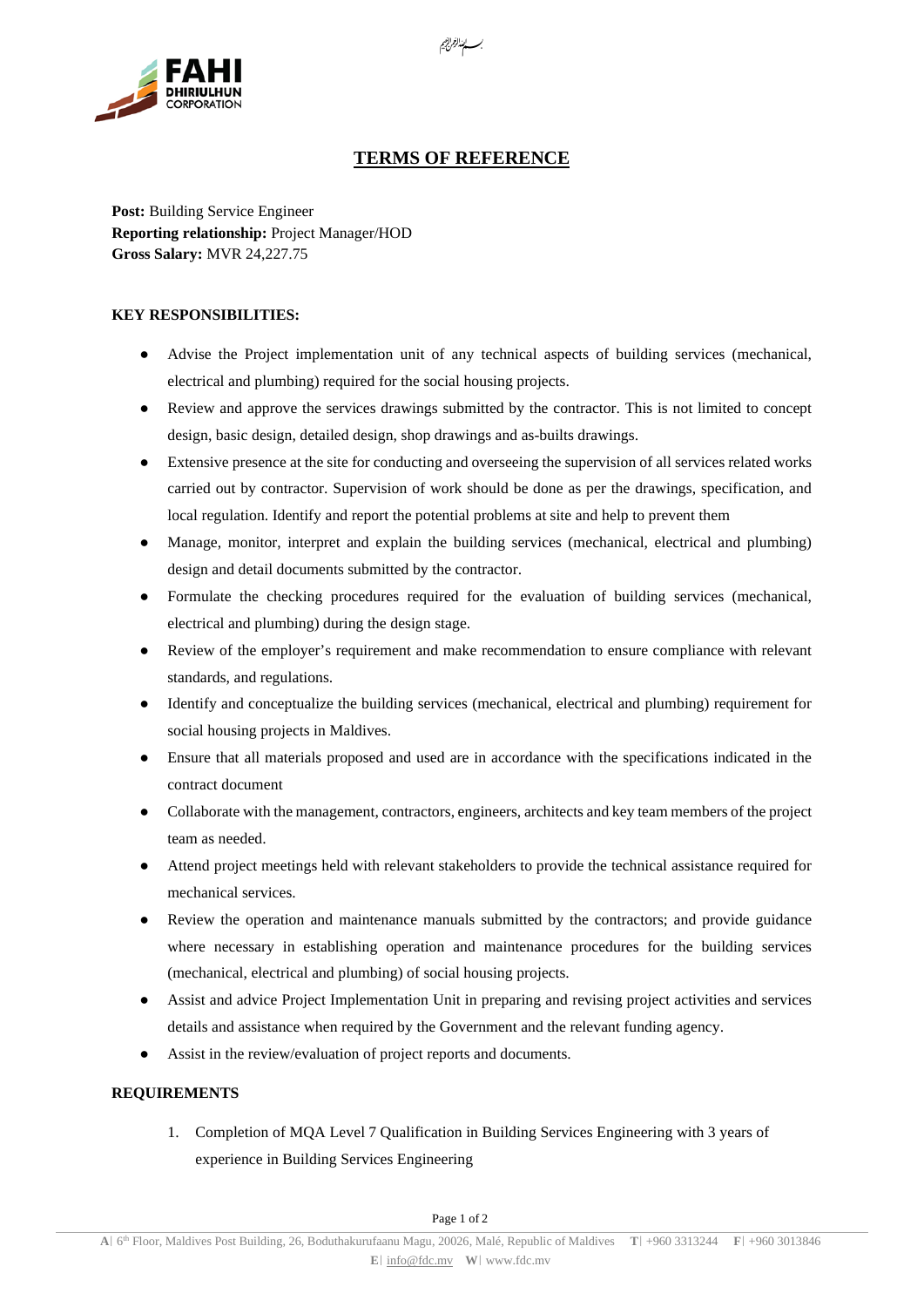بسم الله الرحمن الرحيم

# TERMS OF REFERENCE

**Post:** Building Service Engineer
**Reporting relationship:** Project Manager/HOD
**Gross Salary:** MVR 24,227.75

**KEY RESPONSIBILITIES:**

- Advise the Project implementation unit of any technical aspects of building services (mechanical, electrical and plumbing) required for the social housing projects.
- Review and approve the services drawings submitted by the contractor. This is not limited to concept design, basic design, detailed design, shop drawings and as-builts drawings.
- Extensive presence at the site for conducting and overseeing the supervision of all services related works carried out by contractor. Supervision of work should be done as per the drawings, specification, and local regulation. Identify and report the potential problems at site and help to prevent them
- Manage, monitor, interpret and explain the building services (mechanical, electrical and plumbing) design and detail documents submitted by the contractor.
- Formulate the checking procedures required for the evaluation of building services (mechanical, electrical and plumbing) during the design stage.
- Review of the employer's requirement and make recommendation to ensure compliance with relevant standards, and regulations.
- Identify and conceptualize the building services (mechanical, electrical and plumbing) requirement for social housing projects in Maldives.
- Ensure that all materials proposed and used are in accordance with the specifications indicated in the contract document
- Collaborate with the management, contractors, engineers, architects and key team members of the project team as needed.
- Attend project meetings held with relevant stakeholders to provide the technical assistance required for mechanical services.
- Review the operation and maintenance manuals submitted by the contractors; and provide guidance where necessary in establishing operation and maintenance procedures for the building services (mechanical, electrical and plumbing) of social housing projects.
- Assist and advice Project Implementation Unit in preparing and revising project activities and services details and assistance when required by the Government and the relevant funding agency.
- Assist in the review/evaluation of project reports and documents.

**REQUIREMENTS**

1. Completion of MQA Level 7 Qualification in Building Services Engineering with 3 years of experience in Building Services Engineering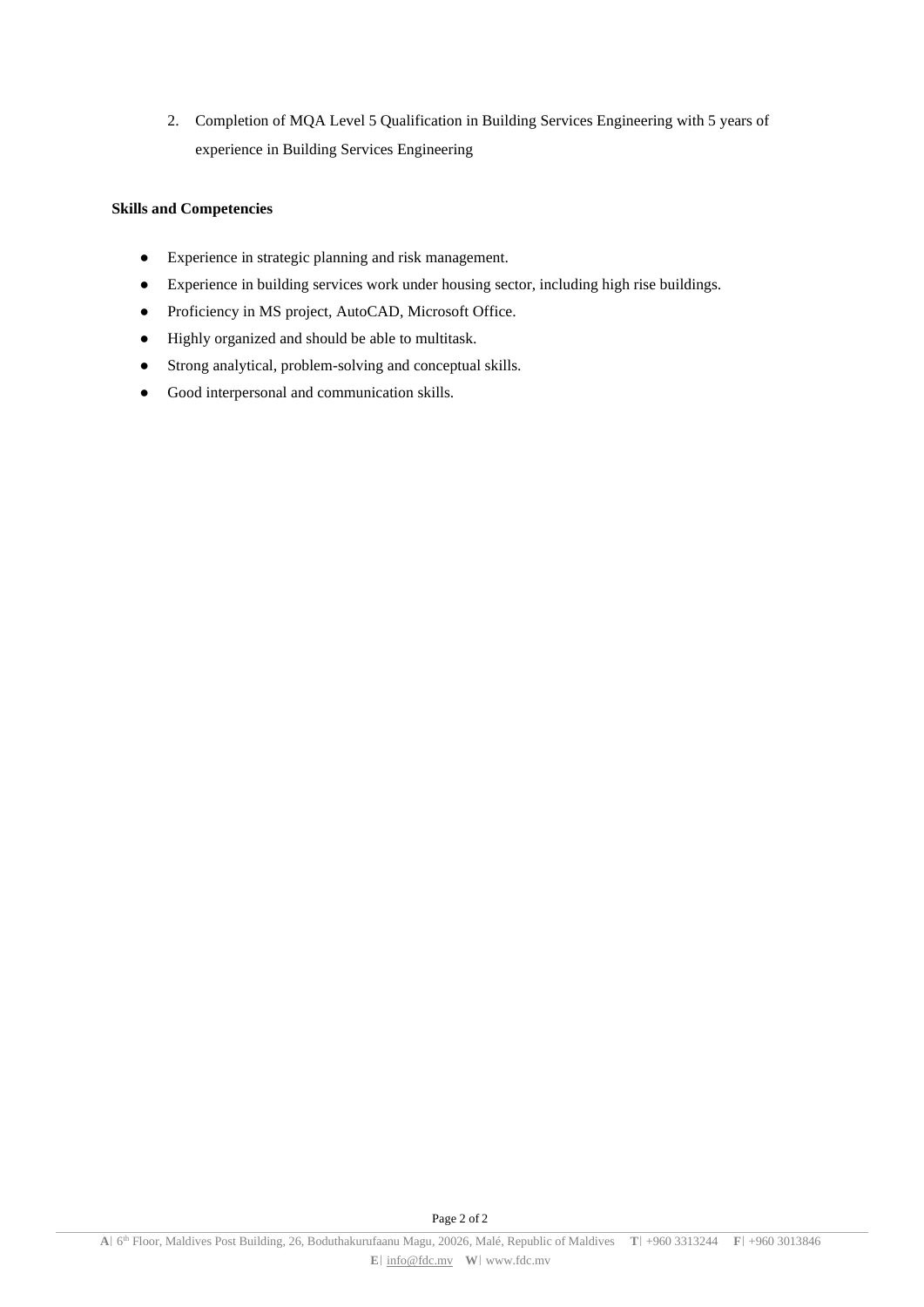2. Completion of MQA Level 5 Qualification in Building Services Engineering with 5 years of experience in Building Services Engineering

**Skills and Competencies**

- Experience in strategic planning and risk management.
- Experience in building services work under housing sector, including high rise buildings.
- Proficiency in MS project, AutoCAD, Microsoft Office.
- Highly organized and should be able to multitask.
- Strong analytical, problem-solving and conceptual skills.
- Good interpersonal and communication skills.